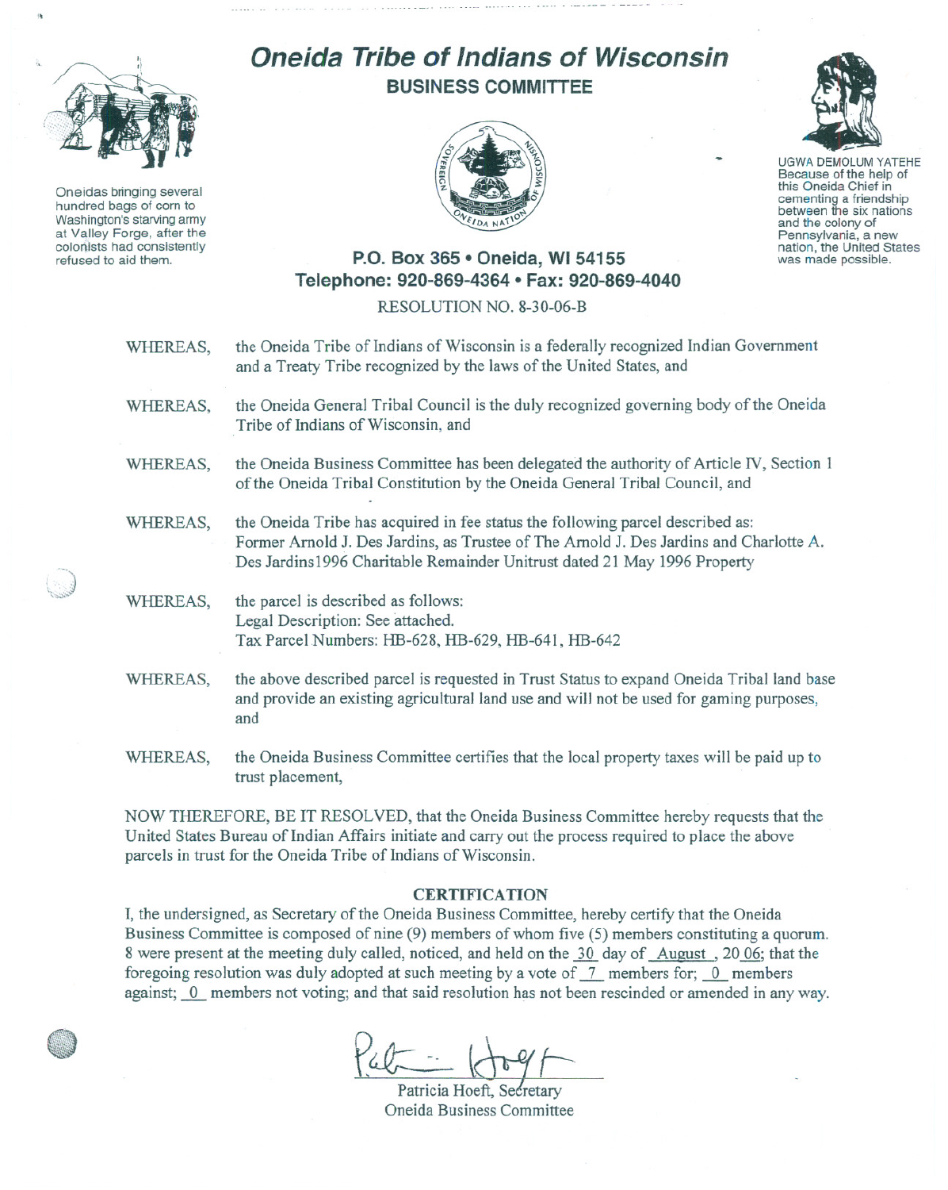# Oneida Tribe of Indians of Wisconsin

## BUSINESS COMMITTEE

Oneidas bringing several hundred bags of corn to Washington's starving army at Valley Forge, after the colonists had consistently refused to aid them.

UGWA DEMOLUM YATEHE
Because of the help of this Oneida Chief in cementing a friendship between the six nations and the colony of Pennsylvania, a new nation, the United States was made possible.

**P.O. Box 365 • Oneida, WI 54155**
**Telephone: 920-869-4364 • Fax: 920-869-4040**

RESOLUTION NO. 8-30-06-B

WHEREAS, the Oneida Tribe of Indians of Wisconsin is a federally recognized Indian Government and a Treaty Tribe recognized by the laws of the United States, and

WHEREAS, the Oneida General Tribal Council is the duly recognized governing body of the Oneida Tribe of Indians of Wisconsin, and

WHEREAS, the Oneida Business Committee has been delegated the authority of Article IV, Section 1 of the Oneida Tribal Constitution by the Oneida General Tribal Council, and

WHEREAS, the Oneida Tribe has acquired in fee status the following parcel described as: Former Arnold J. Des Jardins, as Trustee of The Arnold J. Des Jardins and Charlotte A. Des Jardins1996 Charitable Remainder Unitrust dated 21 May 1996 Property

WHEREAS, the parcel is described as follows:
Legal Description: See attached.
Tax Parcel Numbers: HB-628, HB-629, HB-641, HB-642

WHEREAS, the above described parcel is requested in Trust Status to expand Oneida Tribal land base and provide an existing agricultural land use and will not be used for gaming purposes, and

WHEREAS, the Oneida Business Committee certifies that the local property taxes will be paid up to trust placement,

NOW THEREFORE, BE IT RESOLVED, that the Oneida Business Committee hereby requests that the United States Bureau of Indian Affairs initiate and carry out the process required to place the above parcels in trust for the Oneida Tribe of Indians of Wisconsin.

**CERTIFICATION**

I, the undersigned, as Secretary of the Oneida Business Committee, hereby certify that the Oneida Business Committee is composed of nine (9) members of whom five (5) members constituting a quorum. 8 were present at the meeting duly called, noticed, and held on the 30 day of August , 20 06; that the foregoing resolution was duly adopted at such meeting by a vote of 7 members for; 0 members against; 0 members not voting; and that said resolution has not been rescinded or amended in any way.

Patricia Hoeft, Secretary
Oneida Business Committee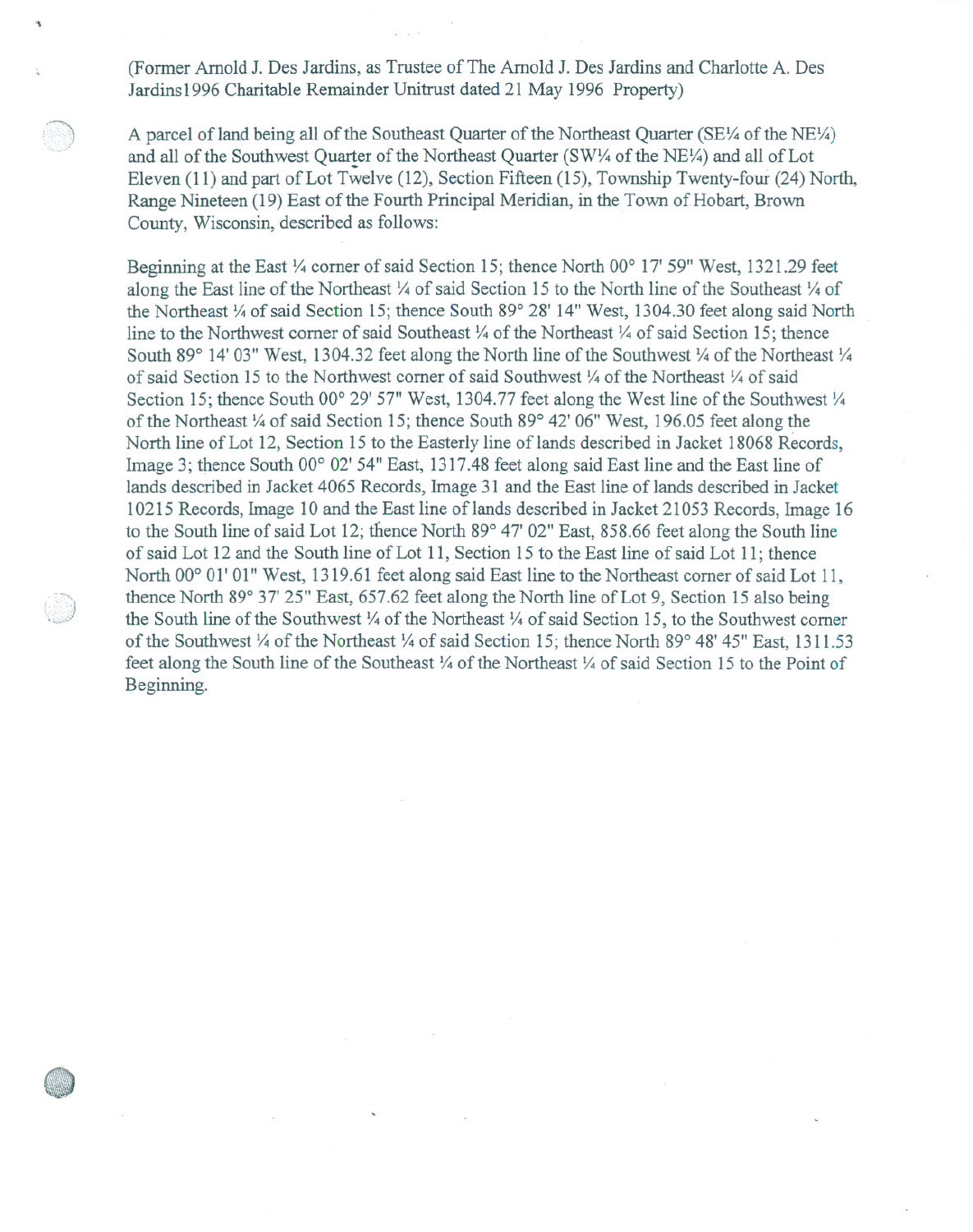(Former Arnold J. Des Jardins, as Trustee of The Arnold J. Des Jardins and Charlotte A. Des Jardins1996 Charitable Remainder Unitrust dated 21 May 1996 Property)

A parcel of land being all of the Southeast Quarter of the Northeast Quarter (SE¼ of the NE¼) and all of the Southwest Quarter of the Northeast Quarter (SW¼ of the NE¼) and all of Lot Eleven (11) and part of Lot Twelve (12), Section Fifteen (15), Township Twenty-four (24) North, Range Nineteen (19) East of the Fourth Principal Meridian, in the Town of Hobart, Brown County, Wisconsin, described as follows:

Beginning at the East ¼ corner of said Section 15; thence North 00° 17' 59" West, 1321.29 feet along the East line of the Northeast ¼ of said Section 15 to the North line of the Southeast ¼ of the Northeast ¼ of said Section 15; thence South 89° 28' 14" West, 1304.30 feet along said North line to the Northwest corner of said Southeast ¼ of the Northeast ¼ of said Section 15; thence South 89° 14' 03" West, 1304.32 feet along the North line of the Southwest ¼ of the Northeast ¼ of said Section 15 to the Northwest corner of said Southwest ¼ of the Northeast ¼ of said Section 15; thence South 00° 29' 57" West, 1304.77 feet along the West line of the Southwest ¼ of the Northeast ¼ of said Section 15; thence South 89° 42' 06" West, 196.05 feet along the North line of Lot 12, Section 15 to the Easterly line of lands described in Jacket 18068 Records, Image 3; thence South 00° 02' 54" East, 1317.48 feet along said East line and the East line of lands described in Jacket 4065 Records, Image 31 and the East line of lands described in Jacket 10215 Records, Image 10 and the East line of lands described in Jacket 21053 Records, Image 16 to the South line of said Lot 12; thence North 89° 47' 02" East, 858.66 feet along the South line of said Lot 12 and the South line of Lot 11, Section 15 to the East line of said Lot 11; thence North 00° 01' 01" West, 1319.61 feet along said East line to the Northeast corner of said Lot 11, thence North 89° 37' 25" East, 657.62 feet along the North line of Lot 9, Section 15 also being the South line of the Southwest ¼ of the Northeast ¼ of said Section 15, to the Southwest corner of the Southwest ¼ of the Northeast ¼ of said Section 15; thence North 89° 48' 45" East, 1311.53 feet along the South line of the Southeast ¼ of the Northeast ¼ of said Section 15 to the Point of Beginning.